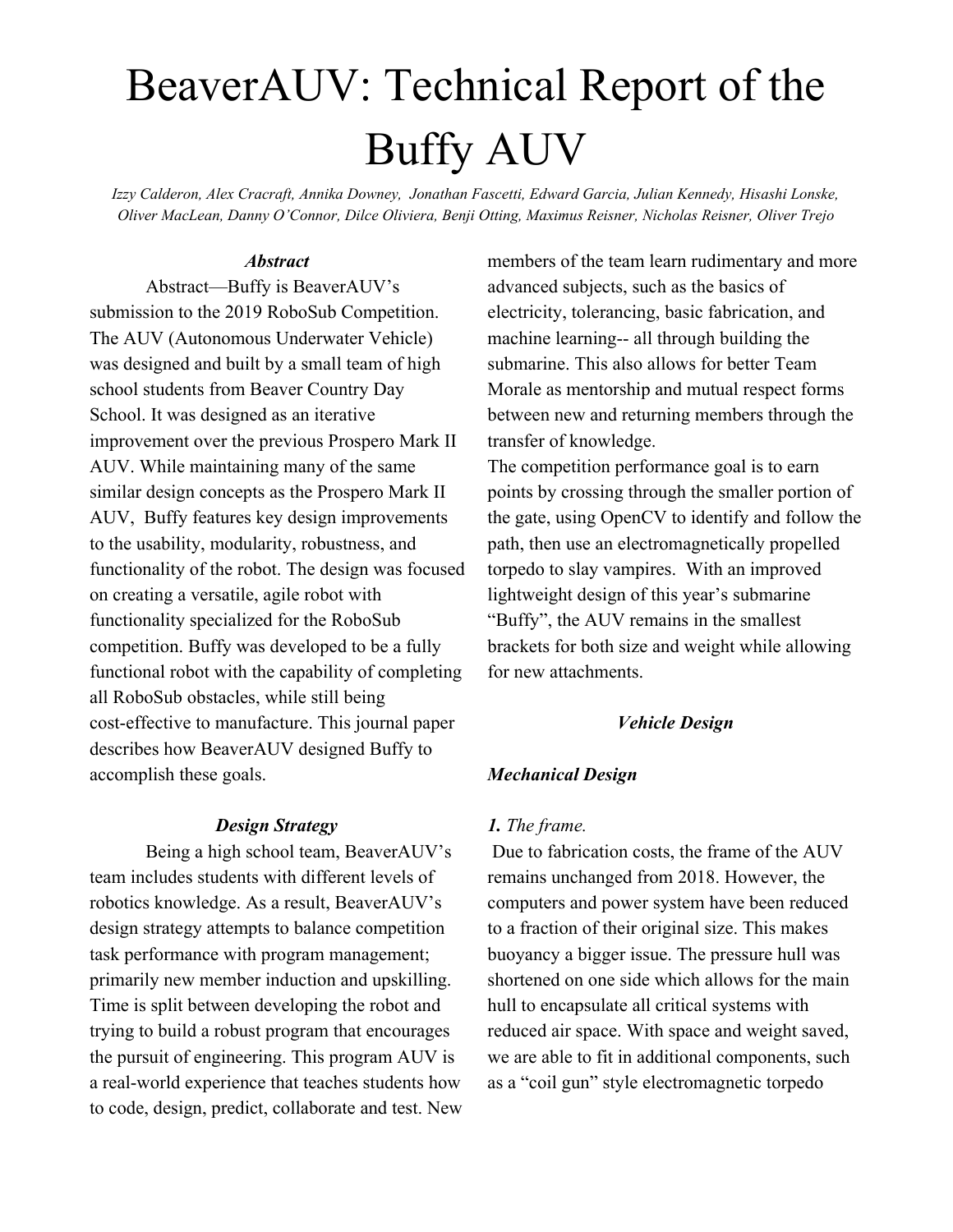# BeaverAUV: Technical Report of the Buffy AUV

*Izzy Calderon, Alex Cracraft, Annika Downey, Jonathan Fascetti, Edward Garcia, Julian Kennedy, Hisashi Lonske, Oliver MacLean, Danny O'Connor, Dilce Oliviera, Benji Otting, Maximus Reisner, Nicholas Reisner, Oliver Trejo*

### *Abstract*

Abstract—Buffy is BeaverAUV's submission to the 2019 RoboSub Competition. The AUV (Autonomous Underwater Vehicle) was designed and built by a small team of high school students from Beaver Country Day School. It was designed as an iterative improvement over the previous Prospero Mark II AUV. While maintaining many of the same similar design concepts as the Prospero Mark II AUV, Buffy features key design improvements to the usability, modularity, robustness, and functionality of the robot. The design was focused on creating a versatile, agile robot with functionality specialized for the RoboSub competition. Buffy was developed to be a fully functional robot with the capability of completing all RoboSub obstacles, while still being cost-effective to manufacture. This journal paper describes how BeaverAUV designed Buffy to accomplish these goals.

### *Design Strategy*

Being a high school team, BeaverAUV's team includes students with different levels of robotics knowledge. As a result, BeaverAUV's design strategy attempts to balance competition task performance with program management; primarily new member induction and upskilling. Time is split between developing the robot and trying to build a robust program that encourages the pursuit of engineering. This program AUV is a real-world experience that teaches students how to code, design, predict, collaborate and test. New members of the team learn rudimentary and more advanced subjects, such as the basics of electricity, tolerancing, basic fabrication, and machine learning-- all through building the submarine. This also allows for better Team Morale as mentorship and mutual respect forms between new and returning members through the transfer of knowledge.

The competition performance goal is to earn points by crossing through the smaller portion of the gate, using OpenCV to identify and follow the path, then use an electromagnetically propelled torpedo to slay vampires. With an improved lightweight design of this year's submarine "Buffy", the AUV remains in the smallest brackets for both size and weight while allowing for new attachments.

### *Vehicle Design*

### *Mechanical Design*

***1.*** *The frame.*

Due to fabrication costs, the frame of the AUV remains unchanged from 2018. However, the computers and power system have been reduced to a fraction of their original size. This makes buoyancy a bigger issue. The pressure hull was shortened on one side which allows for the main hull to encapsulate all critical systems with reduced air space. With space and weight saved, we are able to fit in additional components, such as a "coil gun" style electromagnetic torpedo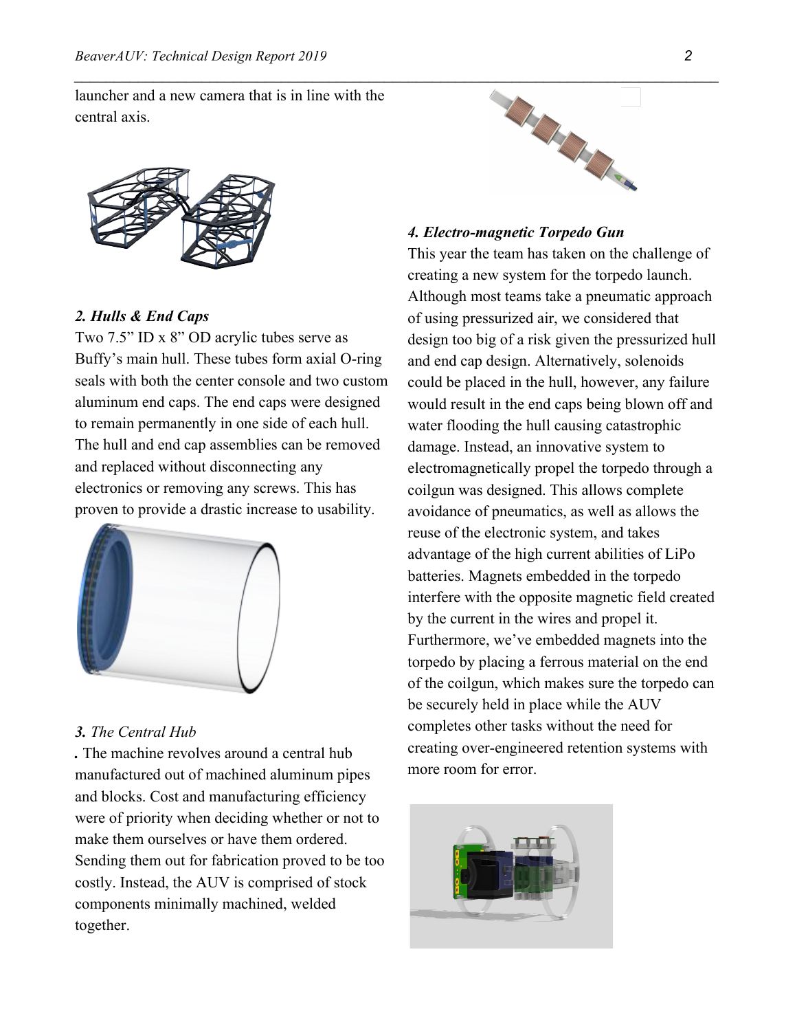launcher and a new camera that is in line with the central axis.

### *2. Hulls & End Caps*

Two 7.5" ID x 8" OD acrylic tubes serve as Buffy's main hull. These tubes form axial O-ring seals with both the center console and two custom aluminum end caps. The end caps were designed to remain permanently in one side of each hull. The hull and end cap assemblies can be removed and replaced without disconnecting any electronics or removing any screws. This has proven to provide a drastic increase to usability.

### *3. The Central Hub*

**.** The machine revolves around a central hub manufactured out of machined aluminum pipes and blocks. Cost and manufacturing efficiency were of priority when deciding whether or not to make them ourselves or have them ordered. Sending them out for fabrication proved to be too costly. Instead, the AUV is comprised of stock components minimally machined, welded together.

### *4. Electro-magnetic Torpedo Gun*

This year the team has taken on the challenge of creating a new system for the torpedo launch. Although most teams take a pneumatic approach of using pressurized air, we considered that design too big of a risk given the pressurized hull and end cap design. Alternatively, solenoids could be placed in the hull, however, any failure would result in the end caps being blown off and water flooding the hull causing catastrophic damage. Instead, an innovative system to electromagnetically propel the torpedo through a coilgun was designed. This allows complete avoidance of pneumatics, as well as allows the reuse of the electronic system, and takes advantage of the high current abilities of LiPo batteries. Magnets embedded in the torpedo interfere with the opposite magnetic field created by the current in the wires and propel it. Furthermore, we've embedded magnets into the torpedo by placing a ferrous material on the end of the coilgun, which makes sure the torpedo can be securely held in place while the AUV completes other tasks without the need for creating over-engineered retention systems with more room for error.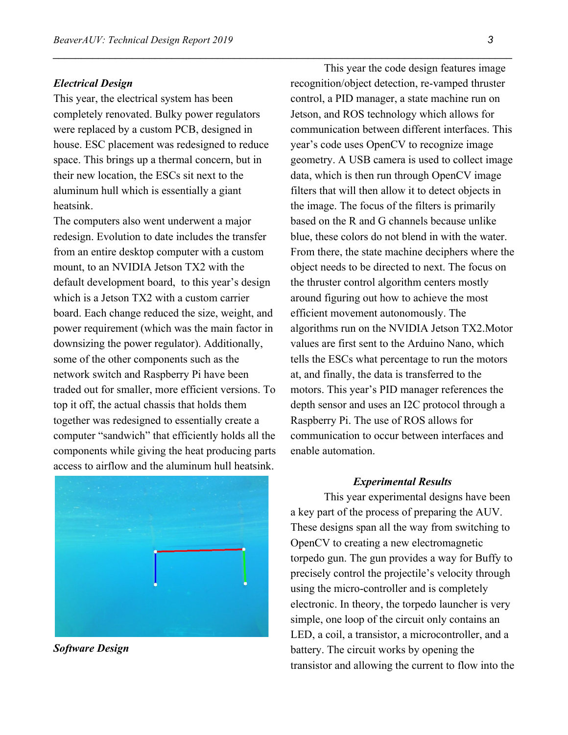### *Electrical Design*

This year, the electrical system has been completely renovated. Bulky power regulators were replaced by a custom PCB, designed in house. ESC placement was redesigned to reduce space. This brings up a thermal concern, but in their new location, the ESCs sit next to the aluminum hull which is essentially a giant heatsink.

The computers also went underwent a major redesign. Evolution to date includes the transfer from an entire desktop computer with a custom mount, to an NVIDIA Jetson TX2 with the default development board, to this year's design which is a Jetson TX2 with a custom carrier board. Each change reduced the size, weight, and power requirement (which was the main factor in downsizing the power regulator). Additionally, some of the other components such as the network switch and Raspberry Pi have been traded out for smaller, more efficient versions. To top it off, the actual chassis that holds them together was redesigned to essentially create a computer "sandwich" that efficiently holds all the components while giving the heat producing parts access to airflow and the aluminum hull heatsink.

### *Software Design*

This year the code design features image recognition/object detection, re-vamped thruster control, a PID manager, a state machine run on Jetson, and ROS technology which allows for communication between different interfaces. This year's code uses OpenCV to recognize image geometry. A USB camera is used to collect image data, which is then run through OpenCV image filters that will then allow it to detect objects in the image. The focus of the filters is primarily based on the R and G channels because unlike blue, these colors do not blend in with the water. From there, the state machine deciphers where the object needs to be directed to next. The focus on the thruster control algorithm centers mostly around figuring out how to achieve the most efficient movement autonomously. The algorithms run on the NVIDIA Jetson TX2.Motor values are first sent to the Arduino Nano, which tells the ESCs what percentage to run the motors at, and finally, the data is transferred to the motors. This year's PID manager references the depth sensor and uses an I2C protocol through a Raspberry Pi. The use of ROS allows for communication to occur between interfaces and enable automation.

### *Experimental Results*

This year experimental designs have been a key part of the process of preparing the AUV. These designs span all the way from switching to OpenCV to creating a new electromagnetic torpedo gun. The gun provides a way for Buffy to precisely control the projectile's velocity through using the micro-controller and is completely electronic. In theory, the torpedo launcher is very simple, one loop of the circuit only contains an LED, a coil, a transistor, a microcontroller, and a battery. The circuit works by opening the transistor and allowing the current to flow into the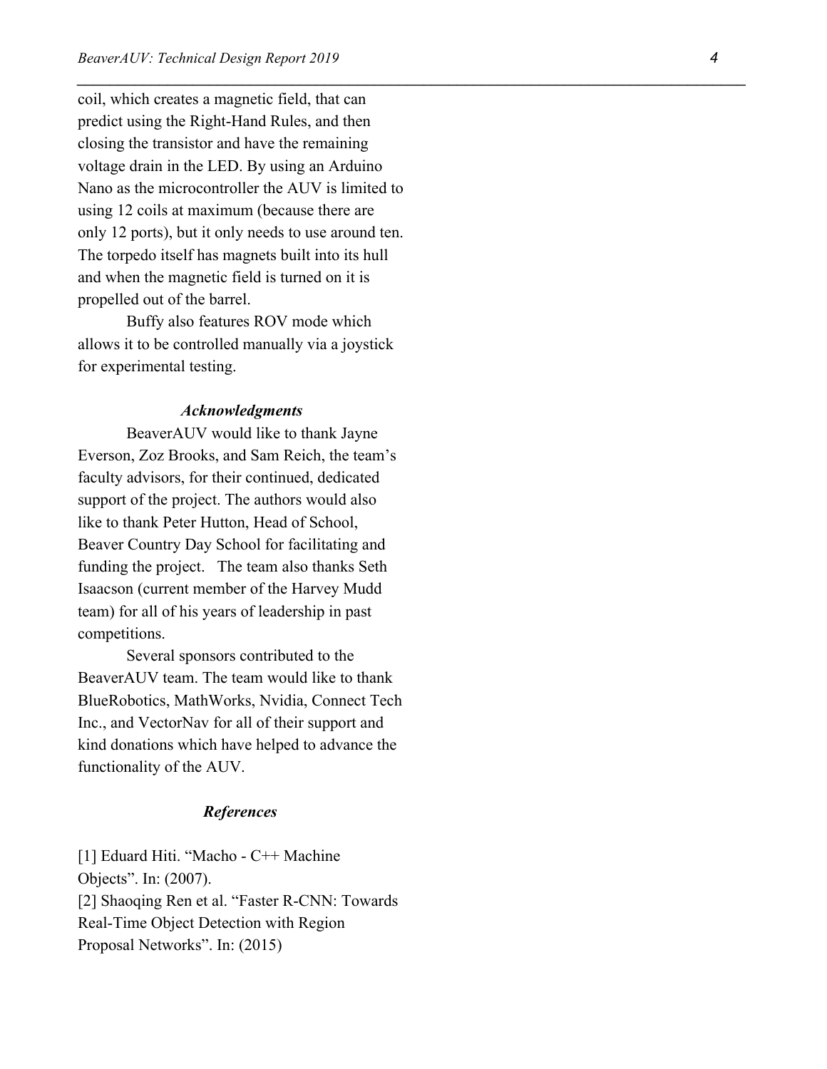coil, which creates a magnetic field, that can predict using the Right-Hand Rules, and then closing the transistor and have the remaining voltage drain in the LED. By using an Arduino Nano as the microcontroller the AUV is limited to using 12 coils at maximum (because there are only 12 ports), but it only needs to use around ten. The torpedo itself has magnets built into its hull and when the magnetic field is turned on it is propelled out of the barrel.

Buffy also features ROV mode which allows it to be controlled manually via a joystick for experimental testing.

### *Acknowledgments*

BeaverAUV would like to thank Jayne Everson, Zoz Brooks, and Sam Reich, the team's faculty advisors, for their continued, dedicated support of the project. The authors would also like to thank Peter Hutton, Head of School, Beaver Country Day School for facilitating and funding the project. The team also thanks Seth Isaacson (current member of the Harvey Mudd team) for all of his years of leadership in past competitions.

Several sponsors contributed to the BeaverAUV team. The team would like to thank BlueRobotics, MathWorks, Nvidia, Connect Tech Inc., and VectorNav for all of their support and kind donations which have helped to advance the functionality of the AUV.

### *References*

[1] Eduard Hiti. "Macho - C++ Machine Objects". In: (2007).

[2] Shaoqing Ren et al. "Faster R-CNN: Towards Real-Time Object Detection with Region Proposal Networks". In: (2015)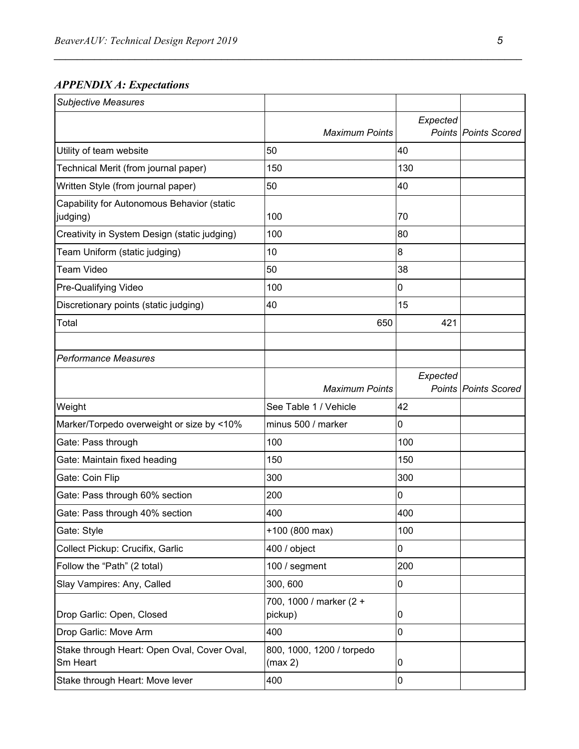### *APPENDIX A: Expectations*

| *Subjective Measures* | | | |
|---|---|---|---|
| | *Maximum Points* | *Expected Points* | *Points Scored* |
| Utility of team website | 50 | 40 | |
| Technical Merit (from journal paper) | 150 | 130 | |
| Written Style (from journal paper) | 50 | 40 | |
| Capability for Autonomous Behavior (static judging) | 100 | 70 | |
| Creativity in System Design (static judging) | 100 | 80 | |
| Team Uniform (static judging) | 10 | 8 | |
| Team Video | 50 | 38 | |
| Pre-Qualifying Video | 100 | 0 | |
| Discretionary points (static judging) | 40 | 15 | |
| Total | 650 | 421 | |
| | | | |
| *Performance Measures* | | | |
| | *Maximum Points* | *Expected Points* | *Points Scored* |
| Weight | See Table 1 / Vehicle | 42 | |
| Marker/Torpedo overweight or size by <10% | minus 500 / marker | 0 | |
| Gate: Pass through | 100 | 100 | |
| Gate: Maintain fixed heading | 150 | 150 | |
| Gate: Coin Flip | 300 | 300 | |
| Gate: Pass through 60% section | 200 | 0 | |
| Gate: Pass through 40% section | 400 | 400 | |
| Gate: Style | +100 (800 max) | 100 | |
| Collect Pickup: Crucifix, Garlic | 400 / object | 0 | |
| Follow the "Path" (2 total) | 100 / segment | 200 | |
| Slay Vampires: Any, Called | 300, 600 | 0 | |
| Drop Garlic: Open, Closed | 700, 1000 / marker (2 + pickup) | 0 | |
| Drop Garlic: Move Arm | 400 | 0 | |
| Stake through Heart: Open Oval, Cover Oval, Sm Heart | 800, 1000, 1200 / torpedo (max 2) | 0 | |
| Stake through Heart: Move lever | 400 | 0 | |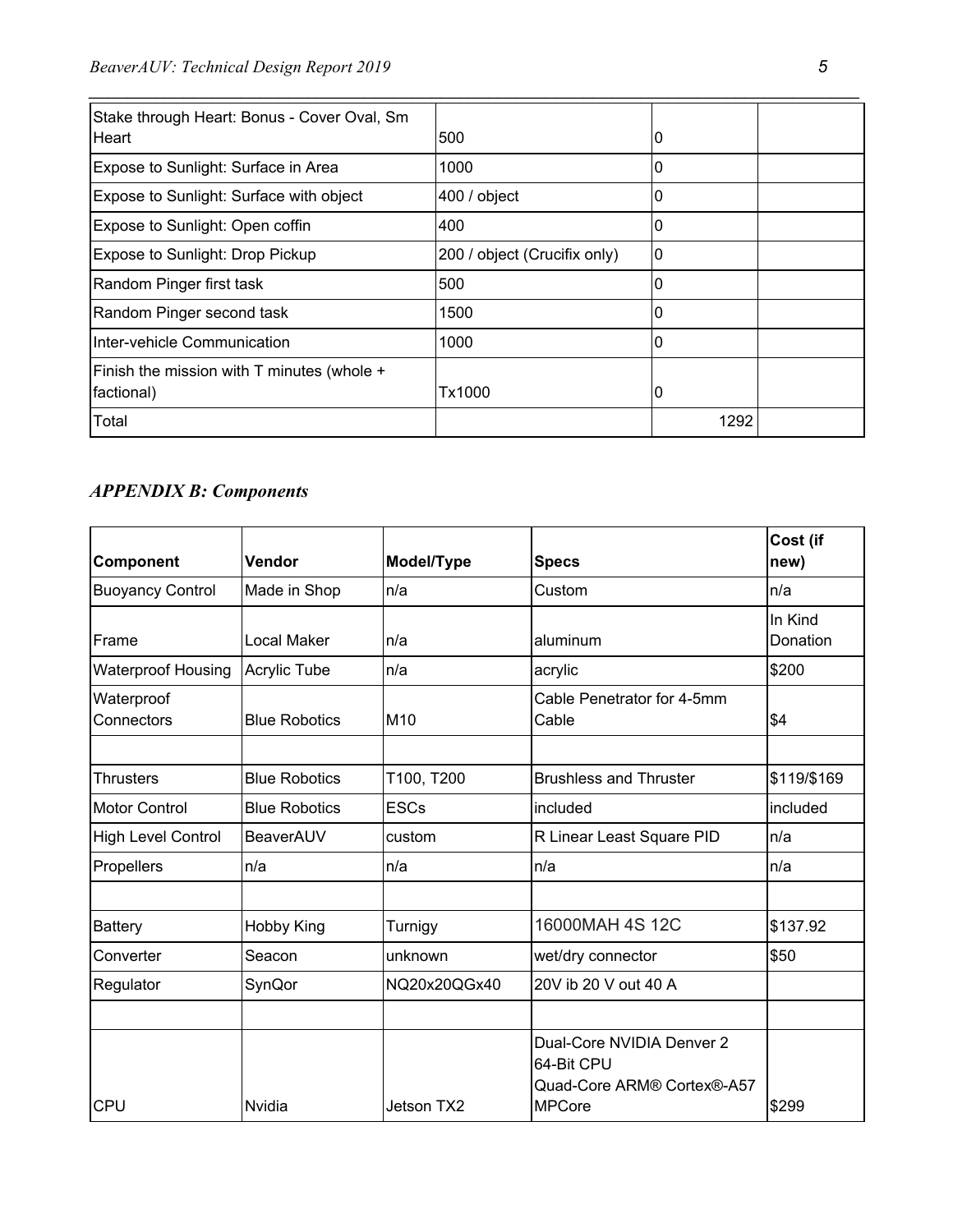| | | | |
|---|---|---|---|
| Stake through Heart: Bonus - Cover Oval, Sm Heart | 500 | 0 | |
| Expose to Sunlight: Surface in Area | 1000 | 0 | |
| Expose to Sunlight: Surface with object | 400 / object | 0 | |
| Expose to Sunlight: Open coffin | 400 | 0 | |
| Expose to Sunlight: Drop Pickup | 200 / object (Crucifix only) | 0 | |
| Random Pinger first task | 500 | 0 | |
| Random Pinger second task | 1500 | 0 | |
| Inter-vehicle Communication | 1000 | 0 | |
| Finish the mission with T minutes (whole + factional) | Tx1000 | 0 | |
| Total | | 1292 | |

## *APPENDIX B: Components*

| Component | Vendor | Model/Type | Specs | Cost (if new) |
|---|---|---|---|---|
| Buoyancy Control | Made in Shop | n/a | Custom | n/a |
| Frame | Local Maker | n/a | aluminum | In Kind Donation |
| Waterproof Housing | Acrylic Tube | n/a | acrylic | $200 |
| Waterproof Connectors | Blue Robotics | M10 | Cable Penetrator for 4-5mm Cable | $4 |
| | | | | |
| Thrusters | Blue Robotics | T100, T200 | Brushless and Thruster | $119/$169 |
| Motor Control | Blue Robotics | ESCs | included | included |
| High Level Control | BeaverAUV | custom | R Linear Least Square PID | n/a |
| Propellers | n/a | n/a | n/a | n/a |
| | | | | |
| Battery | Hobby King | Turnigy | 16000MAH 4S 12C | $137.92 |
| Converter | Seacon | unknown | wet/dry connector | $50 |
| Regulator | SynQor | NQ20x20QGx40 | 20V ib 20 V out 40 A | |
| | | | | |
| CPU | Nvidia | Jetson TX2 | Dual-Core NVIDIA Denver 2 64-Bit CPU Quad-Core ARM® Cortex®-A57 MPCore | $299 |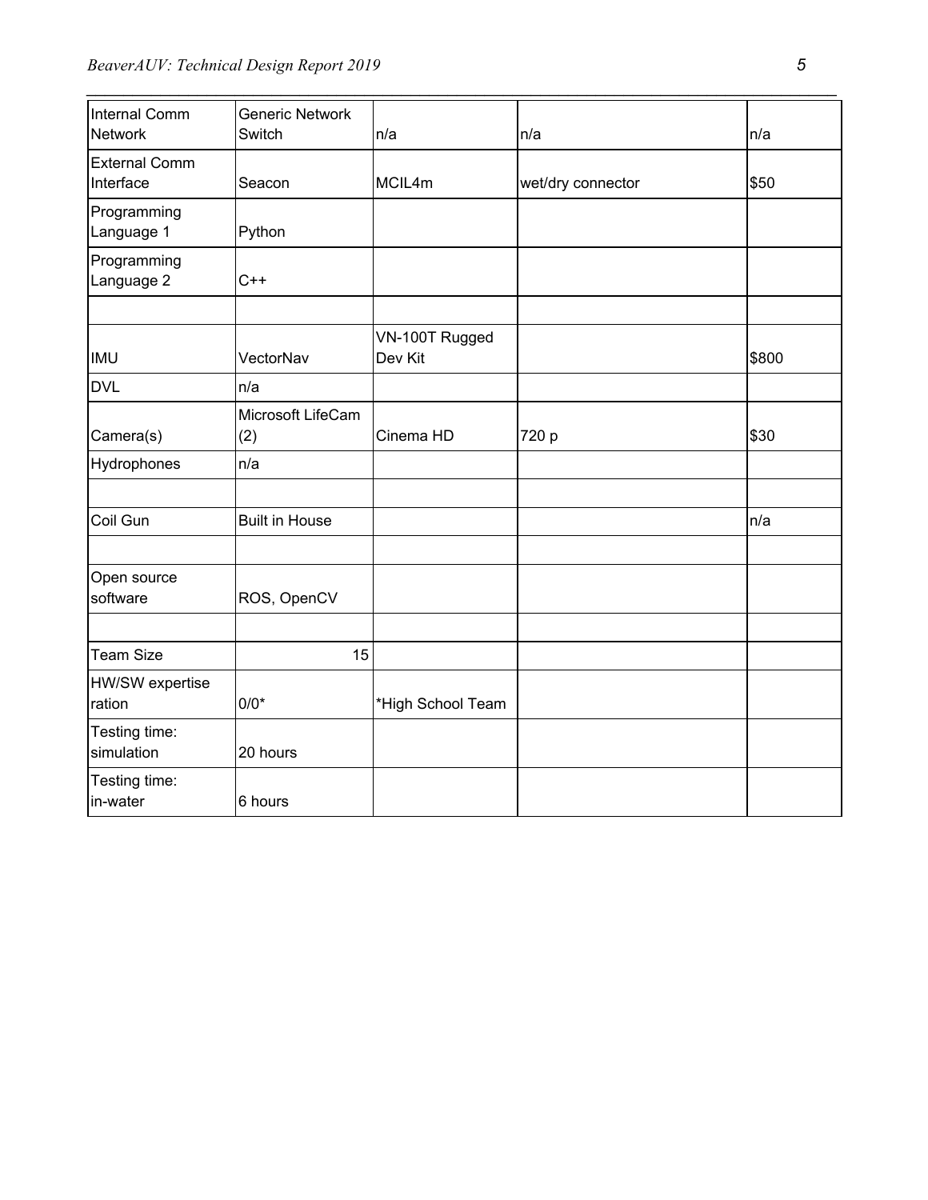| | | | | |
|---|---|---|---|---|
| Internal Comm Network | Generic Network Switch | n/a | n/a | n/a |
| External Comm Interface | Seacon | MCIL4m | wet/dry connector | $50 |
| Programming Language 1 | Python | | | |
| Programming Language 2 | C++ | | | |
| | | | | |
| IMU | VectorNav | VN-100T Rugged Dev Kit | | $800 |
| DVL | n/a | | | |
| Camera(s) | Microsoft LifeCam (2) | Cinema HD | 720 p | $30 |
| Hydrophones | n/a | | | |
| | | | | |
| Coil Gun | Built in House | | | n/a |
| | | | | |
| Open source software | ROS, OpenCV | | | |
| | | | | |
| Team Size | 15 | | | |
| HW/SW expertise ration | 0/0* | *High School Team | | |
| Testing time: simulation | 20 hours | | | |
| Testing time: in-water | 6 hours | | | |